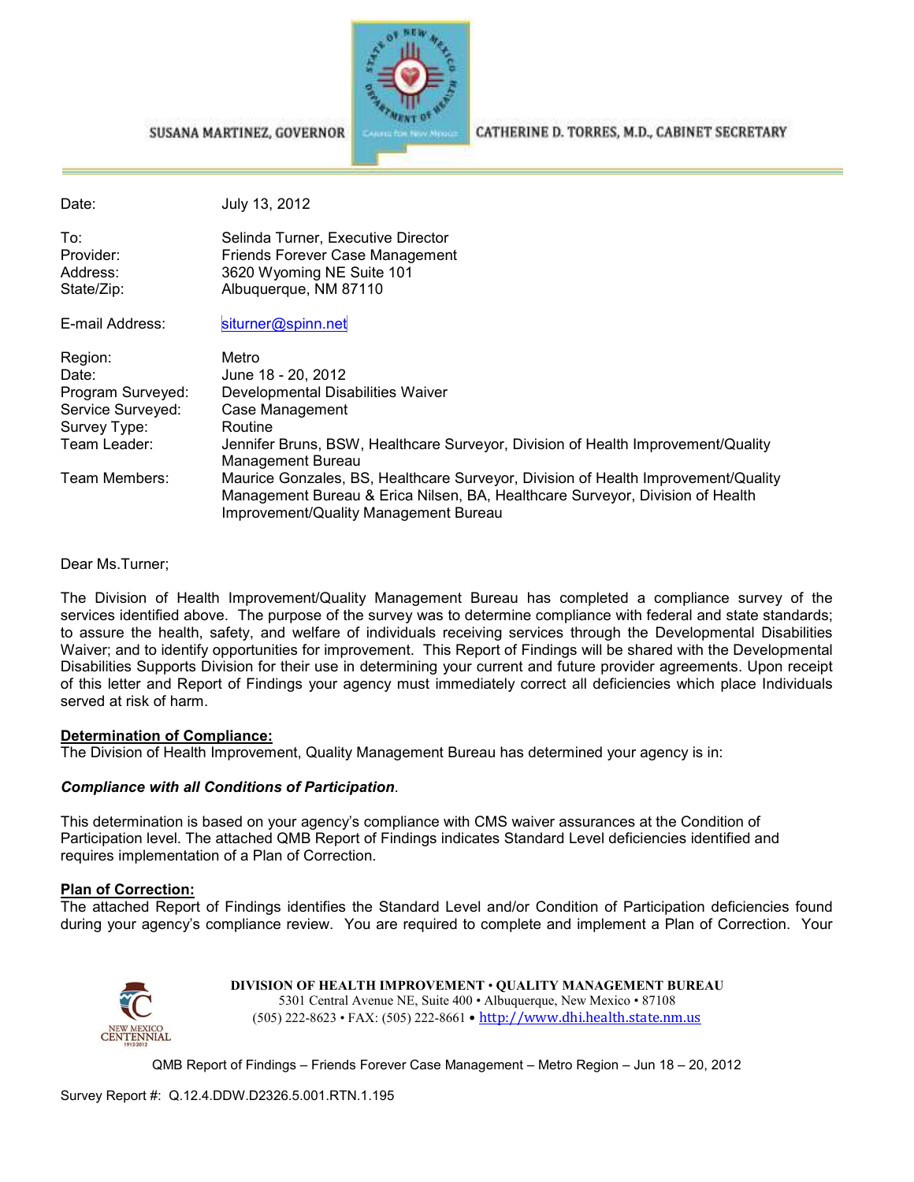SUSANA MARTINEZ, GOVERNOR

CATHERINE D. TORRES, M.D., CABINET SECRETARY

| | |
|---|---|
| Date: | July 13, 2012 |
| To: | Selinda Turner, Executive Director |
| Provider: | Friends Forever Case Management |
| Address: | 3620 Wyoming NE Suite 101 |
| State/Zip: | Albuquerque, NM 87110 |
| E-mail Address: | siturner@spinn.net |
| Region: | Metro |
| Date: | June 18 - 20, 2012 |
| Program Surveyed: | Developmental Disabilities Waiver |
| Service Surveyed: | Case Management |
| Survey Type: | Routine |
| Team Leader: | Jennifer Bruns, BSW, Healthcare Surveyor, Division of Health Improvement/Quality Management Bureau |
| Team Members: | Maurice Gonzales, BS, Healthcare Surveyor, Division of Health Improvement/Quality Management Bureau & Erica Nilsen, BA, Healthcare Surveyor, Division of Health Improvement/Quality Management Bureau |

Dear Ms.Turner;

The Division of Health Improvement/Quality Management Bureau has completed a compliance survey of the services identified above. The purpose of the survey was to determine compliance with federal and state standards; to assure the health, safety, and welfare of individuals receiving services through the Developmental Disabilities Waiver; and to identify opportunities for improvement. This Report of Findings will be shared with the Developmental Disabilities Supports Division for their use in determining your current and future provider agreements. Upon receipt of this letter and Report of Findings your agency must immediately correct all deficiencies which place Individuals served at risk of harm.

**Determination of Compliance:**

The Division of Health Improvement, Quality Management Bureau has determined your agency is in:

***Compliance with all Conditions of Participation***.

This determination is based on your agency's compliance with CMS waiver assurances at the Condition of Participation level. The attached QMB Report of Findings indicates Standard Level deficiencies identified and requires implementation of a Plan of Correction.

**Plan of Correction:**

The attached Report of Findings identifies the Standard Level and/or Condition of Participation deficiencies found during your agency's compliance review. You are required to complete and implement a Plan of Correction. Your

DIVISION OF HEALTH IMPROVEMENT • QUALITY MANAGEMENT BUREAU
5301 Central Avenue NE, Suite 400 • Albuquerque, New Mexico • 87108
(505) 222-8623 • FAX: (505) 222-8661 • http://www.dhi.health.state.nm.us

Survey Report #: Q.12.4.DDW.D2326.5.001.RTN.1.195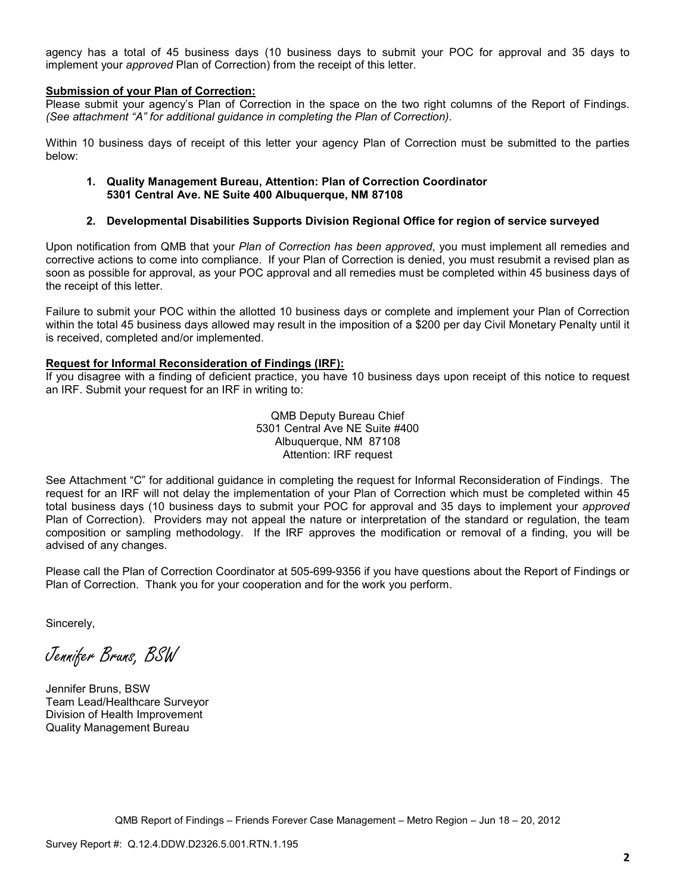agency has a total of 45 business days (10 business days to submit your POC for approval and 35 days to implement your *approved* Plan of Correction) from the receipt of this letter.

**Submission of your Plan of Correction:**

Please submit your agency's Plan of Correction in the space on the two right columns of the Report of Findings. *(See attachment "A" for additional guidance in completing the Plan of Correction)*.

Within 10 business days of receipt of this letter your agency Plan of Correction must be submitted to the parties below:

1. **Quality Management Bureau, Attention: Plan of Correction Coordinator 5301 Central Ave. NE Suite 400 Albuquerque, NM 87108**

2. **Developmental Disabilities Supports Division Regional Office for region of service surveyed**

Upon notification from QMB that your *Plan of Correction has been approved*, you must implement all remedies and corrective actions to come into compliance. If your Plan of Correction is denied, you must resubmit a revised plan as soon as possible for approval, as your POC approval and all remedies must be completed within 45 business days of the receipt of this letter.

Failure to submit your POC within the allotted 10 business days or complete and implement your Plan of Correction within the total 45 business days allowed may result in the imposition of a $200 per day Civil Monetary Penalty until it is received, completed and/or implemented.

**Request for Informal Reconsideration of Findings (IRF):**

If you disagree with a finding of deficient practice, you have 10 business days upon receipt of this notice to request an IRF. Submit your request for an IRF in writing to:

QMB Deputy Bureau Chief
5301 Central Ave NE Suite #400
Albuquerque, NM 87108
Attention: IRF request

See Attachment "C" for additional guidance in completing the request for Informal Reconsideration of Findings. The request for an IRF will not delay the implementation of your Plan of Correction which must be completed within 45 total business days (10 business days to submit your POC for approval and 35 days to implement your *approved* Plan of Correction). Providers may not appeal the nature or interpretation of the standard or regulation, the team composition or sampling methodology. If the IRF approves the modification or removal of a finding, you will be advised of any changes.

Please call the Plan of Correction Coordinator at 505-699-9356 if you have questions about the Report of Findings or Plan of Correction. Thank you for your cooperation and for the work you perform.

Sincerely,

*Jennifer Bruns, BSW*

Jennifer Bruns, BSW
Team Lead/Healthcare Surveyor
Division of Health Improvement
Quality Management Bureau

QMB Report of Findings – Friends Forever Case Management – Metro Region – Jun 18 – 20, 2012

Survey Report #: Q.12.4.DDW.D2326.5.001.RTN.1.195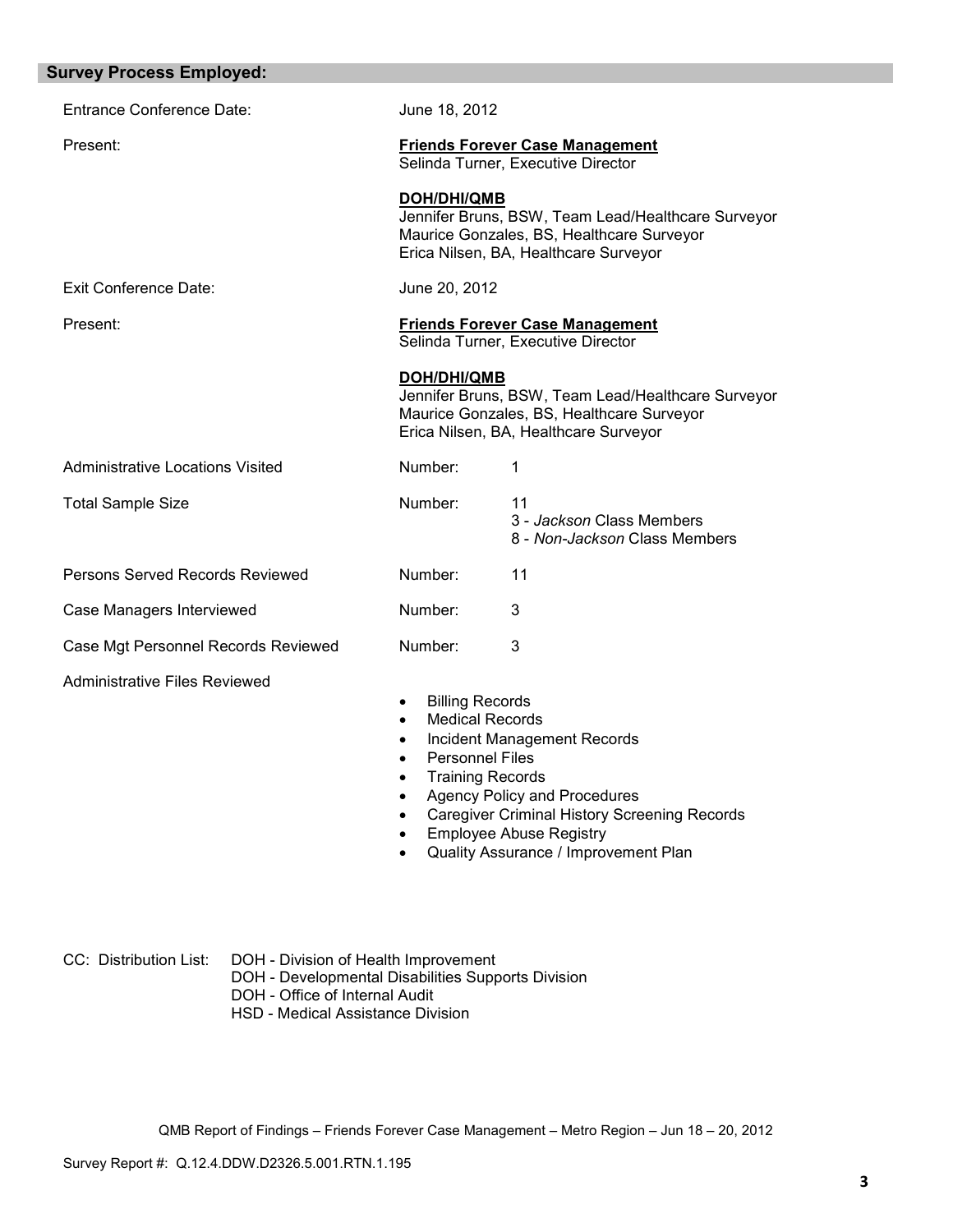## Survey Process Employed:

| | | |
|---|---|---|
| Entrance Conference Date: | June 18, 2012 | |
| Present: | **Friends Forever Case Management**<br>Selinda Turner, Executive Director<br><br>**DOH/DHI/QMB**<br>Jennifer Bruns, BSW, Team Lead/Healthcare Surveyor<br>Maurice Gonzales, BS, Healthcare Surveyor<br>Erica Nilsen, BA, Healthcare Surveyor | |
| Exit Conference Date: | June 20, 2012 | |
| Present: | **Friends Forever Case Management**<br>Selinda Turner, Executive Director<br><br>**DOH/DHI/QMB**<br>Jennifer Bruns, BSW, Team Lead/Healthcare Surveyor<br>Maurice Gonzales, BS, Healthcare Surveyor<br>Erica Nilsen, BA, Healthcare Surveyor | |
| Administrative Locations Visited | Number: | 1 |
| Total Sample Size | Number: | 11<br>3 - *Jackson* Class Members<br>8 - *Non-Jackson* Class Members |
| Persons Served Records Reviewed | Number: | 11 |
| Case Managers Interviewed | Number: | 3 |
| Case Mgt Personnel Records Reviewed | Number: | 3 |

Administrative Files Reviewed

- Billing Records
- Medical Records
- Incident Management Records
- Personnel Files
- Training Records
- Agency Policy and Procedures
- Caregiver Criminal History Screening Records
- Employee Abuse Registry
- Quality Assurance / Improvement Plan

CC: Distribution List:
DOH - Division of Health Improvement
DOH - Developmental Disabilities Supports Division
DOH - Office of Internal Audit
HSD - Medical Assistance Division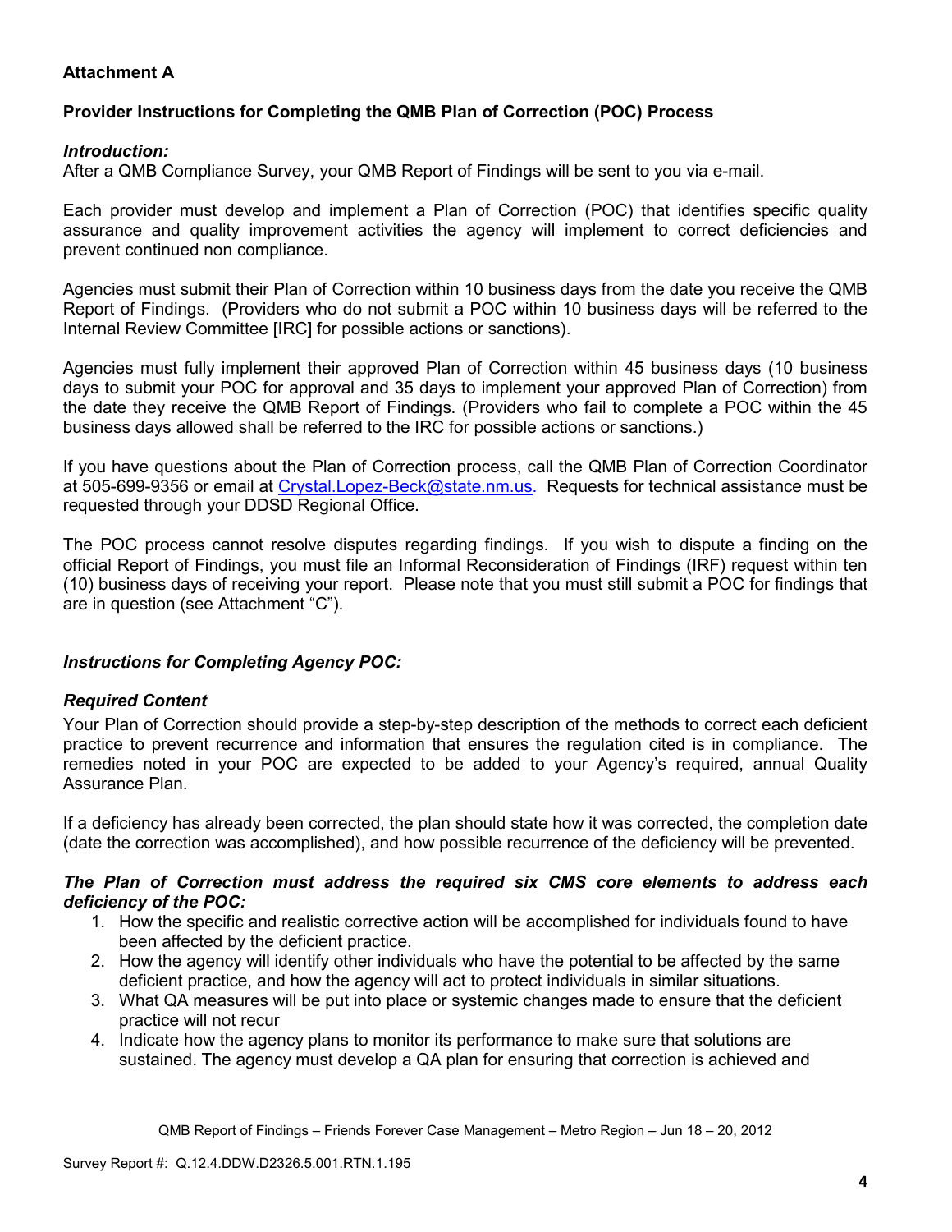**Attachment A**

**Provider Instructions for Completing the QMB Plan of Correction (POC) Process**

***Introduction:***

After a QMB Compliance Survey, your QMB Report of Findings will be sent to you via e-mail.

Each provider must develop and implement a Plan of Correction (POC) that identifies specific quality assurance and quality improvement activities the agency will implement to correct deficiencies and prevent continued non compliance.

Agencies must submit their Plan of Correction within 10 business days from the date you receive the QMB Report of Findings. (Providers who do not submit a POC within 10 business days will be referred to the Internal Review Committee [IRC] for possible actions or sanctions).

Agencies must fully implement their approved Plan of Correction within 45 business days (10 business days to submit your POC for approval and 35 days to implement your approved Plan of Correction) from the date they receive the QMB Report of Findings. (Providers who fail to complete a POC within the 45 business days allowed shall be referred to the IRC for possible actions or sanctions.)

If you have questions about the Plan of Correction process, call the QMB Plan of Correction Coordinator at 505-699-9356 or email at Crystal.Lopez-Beck@state.nm.us. Requests for technical assistance must be requested through your DDSD Regional Office.

The POC process cannot resolve disputes regarding findings. If you wish to dispute a finding on the official Report of Findings, you must file an Informal Reconsideration of Findings (IRF) request within ten (10) business days of receiving your report. Please note that you must still submit a POC for findings that are in question (see Attachment "C").

***Instructions for Completing Agency POC:***

***Required Content***

Your Plan of Correction should provide a step-by-step description of the methods to correct each deficient practice to prevent recurrence and information that ensures the regulation cited is in compliance. The remedies noted in your POC are expected to be added to your Agency's required, annual Quality Assurance Plan.

If a deficiency has already been corrected, the plan should state how it was corrected, the completion date (date the correction was accomplished), and how possible recurrence of the deficiency will be prevented.

***The Plan of Correction must address the required six CMS core elements to address each deficiency of the POC:***

1. How the specific and realistic corrective action will be accomplished for individuals found to have been affected by the deficient practice.
2. How the agency will identify other individuals who have the potential to be affected by the same deficient practice, and how the agency will act to protect individuals in similar situations.
3. What QA measures will be put into place or systemic changes made to ensure that the deficient practice will not recur
4. Indicate how the agency plans to monitor its performance to make sure that solutions are sustained. The agency must develop a QA plan for ensuring that correction is achieved and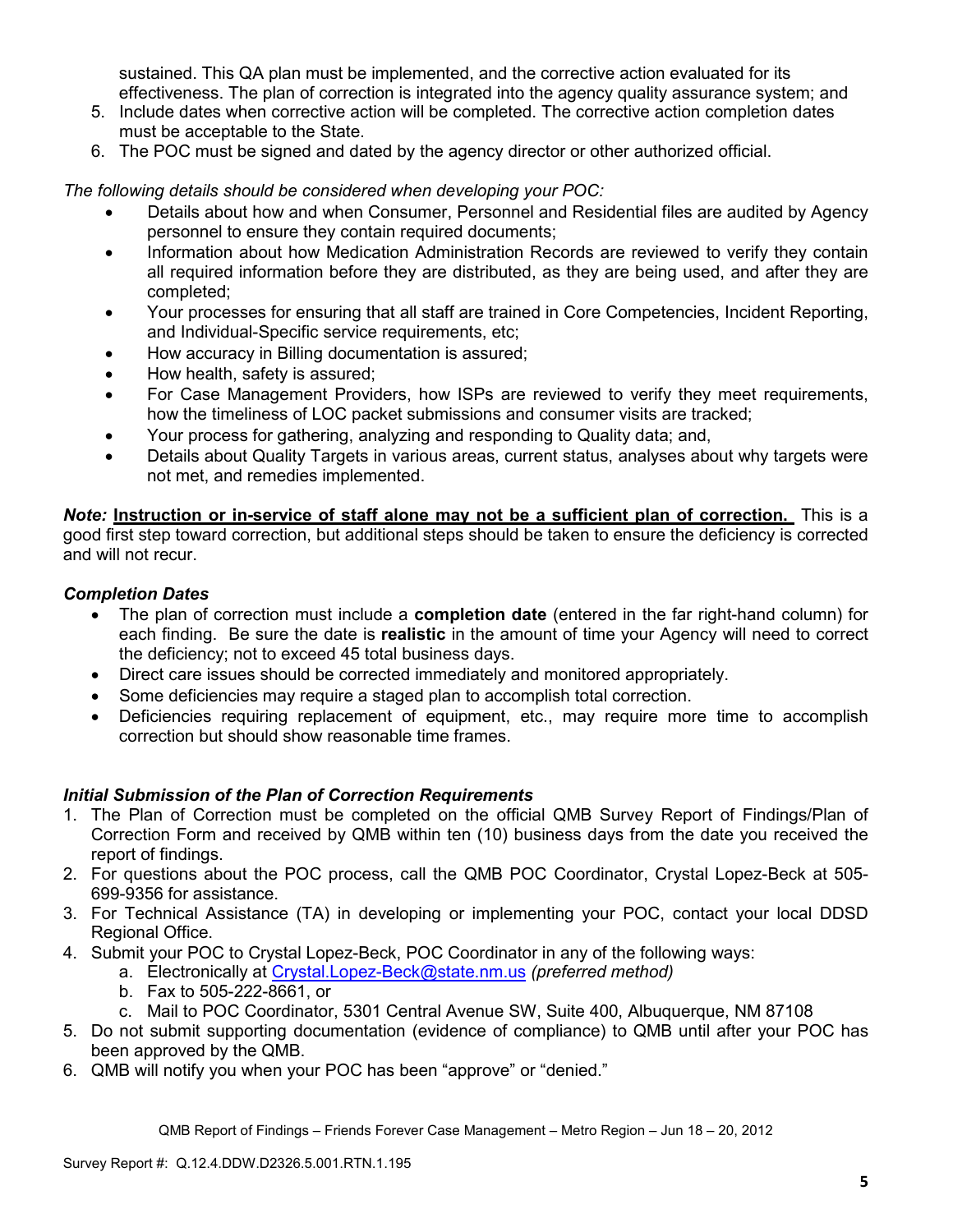sustained. This QA plan must be implemented, and the corrective action evaluated for its effectiveness. The plan of correction is integrated into the agency quality assurance system; and

5. Include dates when corrective action will be completed. The corrective action completion dates must be acceptable to the State.
6. The POC must be signed and dated by the agency director or other authorized official.

*The following details should be considered when developing your POC:*

- Details about how and when Consumer, Personnel and Residential files are audited by Agency personnel to ensure they contain required documents;
- Information about how Medication Administration Records are reviewed to verify they contain all required information before they are distributed, as they are being used, and after they are completed;
- Your processes for ensuring that all staff are trained in Core Competencies, Incident Reporting, and Individual-Specific service requirements, etc;
- How accuracy in Billing documentation is assured;
- How health, safety is assured;
- For Case Management Providers, how ISPs are reviewed to verify they meet requirements, how the timeliness of LOC packet submissions and consumer visits are tracked;
- Your process for gathering, analyzing and responding to Quality data; and,
- Details about Quality Targets in various areas, current status, analyses about why targets were not met, and remedies implemented.

***Note:*** **Instruction or in-service of staff alone may not be a sufficient plan of correction.** This is a good first step toward correction, but additional steps should be taken to ensure the deficiency is corrected and will not recur.

### *Completion Dates*

- The plan of correction must include a **completion date** (entered in the far right-hand column) for each finding. Be sure the date is **realistic** in the amount of time your Agency will need to correct the deficiency; not to exceed 45 total business days.
- Direct care issues should be corrected immediately and monitored appropriately.
- Some deficiencies may require a staged plan to accomplish total correction.
- Deficiencies requiring replacement of equipment, etc., may require more time to accomplish correction but should show reasonable time frames.

### *Initial Submission of the Plan of Correction Requirements*

1. The Plan of Correction must be completed on the official QMB Survey Report of Findings/Plan of Correction Form and received by QMB within ten (10) business days from the date you received the report of findings.
2. For questions about the POC process, call the QMB POC Coordinator, Crystal Lopez-Beck at 505-699-9356 for assistance.
3. For Technical Assistance (TA) in developing or implementing your POC, contact your local DDSD Regional Office.
4. Submit your POC to Crystal Lopez-Beck, POC Coordinator in any of the following ways:
    a. Electronically at Crystal.Lopez-Beck@state.nm.us *(preferred method)*
    b. Fax to 505-222-8661, or
    c. Mail to POC Coordinator, 5301 Central Avenue SW, Suite 400, Albuquerque, NM 87108
5. Do not submit supporting documentation (evidence of compliance) to QMB until after your POC has been approved by the QMB.
6. QMB will notify you when your POC has been "approve" or "denied."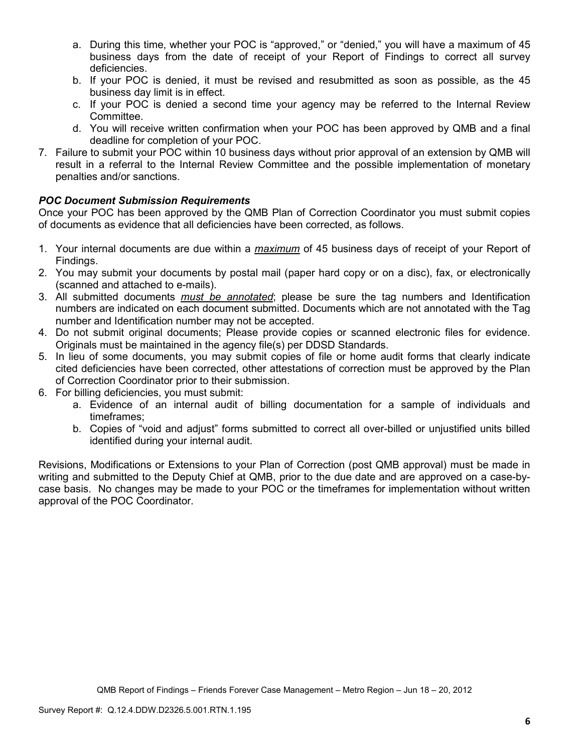a. During this time, whether your POC is "approved," or "denied," you will have a maximum of 45 business days from the date of receipt of your Report of Findings to correct all survey deficiencies.
   b. If your POC is denied, it must be revised and resubmitted as soon as possible, as the 45 business day limit is in effect.
   c. If your POC is denied a second time your agency may be referred to the Internal Review Committee.
   d. You will receive written confirmation when your POC has been approved by QMB and a final deadline for completion of your POC.

7. Failure to submit your POC within 10 business days without prior approval of an extension by QMB will result in a referral to the Internal Review Committee and the possible implementation of monetary penalties and/or sanctions.

***POC Document Submission Requirements***

Once your POC has been approved by the QMB Plan of Correction Coordinator you must submit copies of documents as evidence that all deficiencies have been corrected, as follows.

1. Your internal documents are due within a ***maximum*** of 45 business days of receipt of your Report of Findings.
2. You may submit your documents by postal mail (paper hard copy or on a disc), fax, or electronically (scanned and attached to e-mails).
3. All submitted documents ***must be annotated***; please be sure the tag numbers and Identification numbers are indicated on each document submitted. Documents which are not annotated with the Tag number and Identification number may not be accepted.
4. Do not submit original documents; Please provide copies or scanned electronic files for evidence. Originals must be maintained in the agency file(s) per DDSD Standards.
5. In lieu of some documents, you may submit copies of file or home audit forms that clearly indicate cited deficiencies have been corrected, other attestations of correction must be approved by the Plan of Correction Coordinator prior to their submission.
6. For billing deficiencies, you must submit:
   a. Evidence of an internal audit of billing documentation for a sample of individuals and timeframes;
   b. Copies of "void and adjust" forms submitted to correct all over-billed or unjustified units billed identified during your internal audit.

Revisions, Modifications or Extensions to your Plan of Correction (post QMB approval) must be made in writing and submitted to the Deputy Chief at QMB, prior to the due date and are approved on a case-by-case basis. No changes may be made to your POC or the timeframes for implementation without written approval of the POC Coordinator.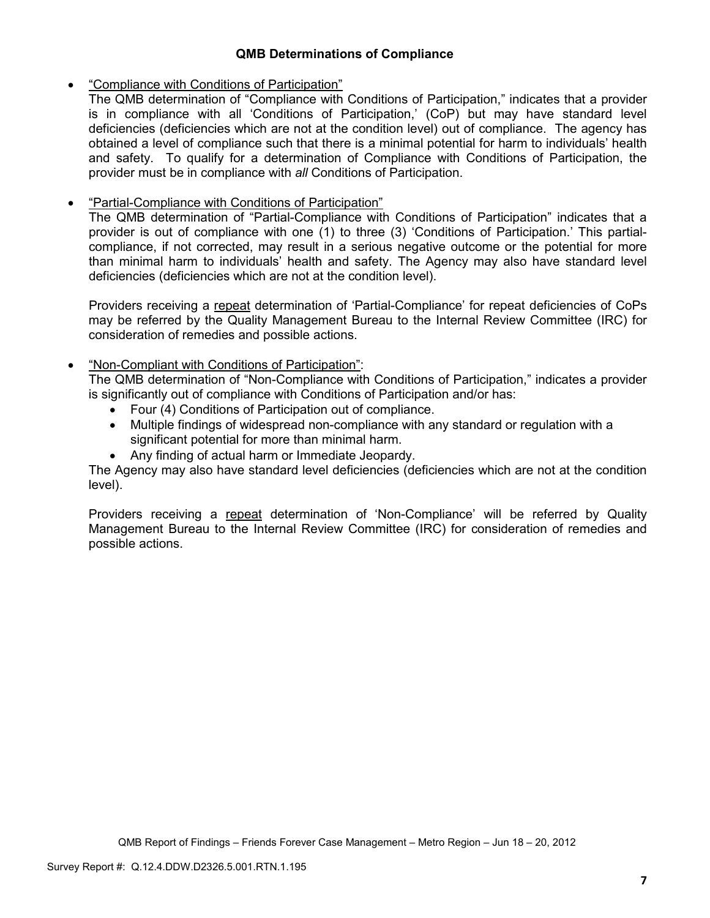## QMB Determinations of Compliance

- "Compliance with Conditions of Participation"
  The QMB determination of "Compliance with Conditions of Participation," indicates that a provider is in compliance with all 'Conditions of Participation,' (CoP) but may have standard level deficiencies (deficiencies which are not at the condition level) out of compliance. The agency has obtained a level of compliance such that there is a minimal potential for harm to individuals' health and safety. To qualify for a determination of Compliance with Conditions of Participation, the provider must be in compliance with *all* Conditions of Participation.

- "Partial-Compliance with Conditions of Participation"
  The QMB determination of "Partial-Compliance with Conditions of Participation" indicates that a provider is out of compliance with one (1) to three (3) 'Conditions of Participation.' This partial-compliance, if not corrected, may result in a serious negative outcome or the potential for more than minimal harm to individuals' health and safety. The Agency may also have standard level deficiencies (deficiencies which are not at the condition level).

  Providers receiving a repeat determination of 'Partial-Compliance' for repeat deficiencies of CoPs may be referred by the Quality Management Bureau to the Internal Review Committee (IRC) for consideration of remedies and possible actions.

- "Non-Compliant with Conditions of Participation":
  The QMB determination of "Non-Compliance with Conditions of Participation," indicates a provider is significantly out of compliance with Conditions of Participation and/or has:
  - Four (4) Conditions of Participation out of compliance.
  - Multiple findings of widespread non-compliance with any standard or regulation with a significant potential for more than minimal harm.
  - Any finding of actual harm or Immediate Jeopardy.

  The Agency may also have standard level deficiencies (deficiencies which are not at the condition level).

  Providers receiving a repeat determination of 'Non-Compliance' will be referred by Quality Management Bureau to the Internal Review Committee (IRC) for consideration of remedies and possible actions.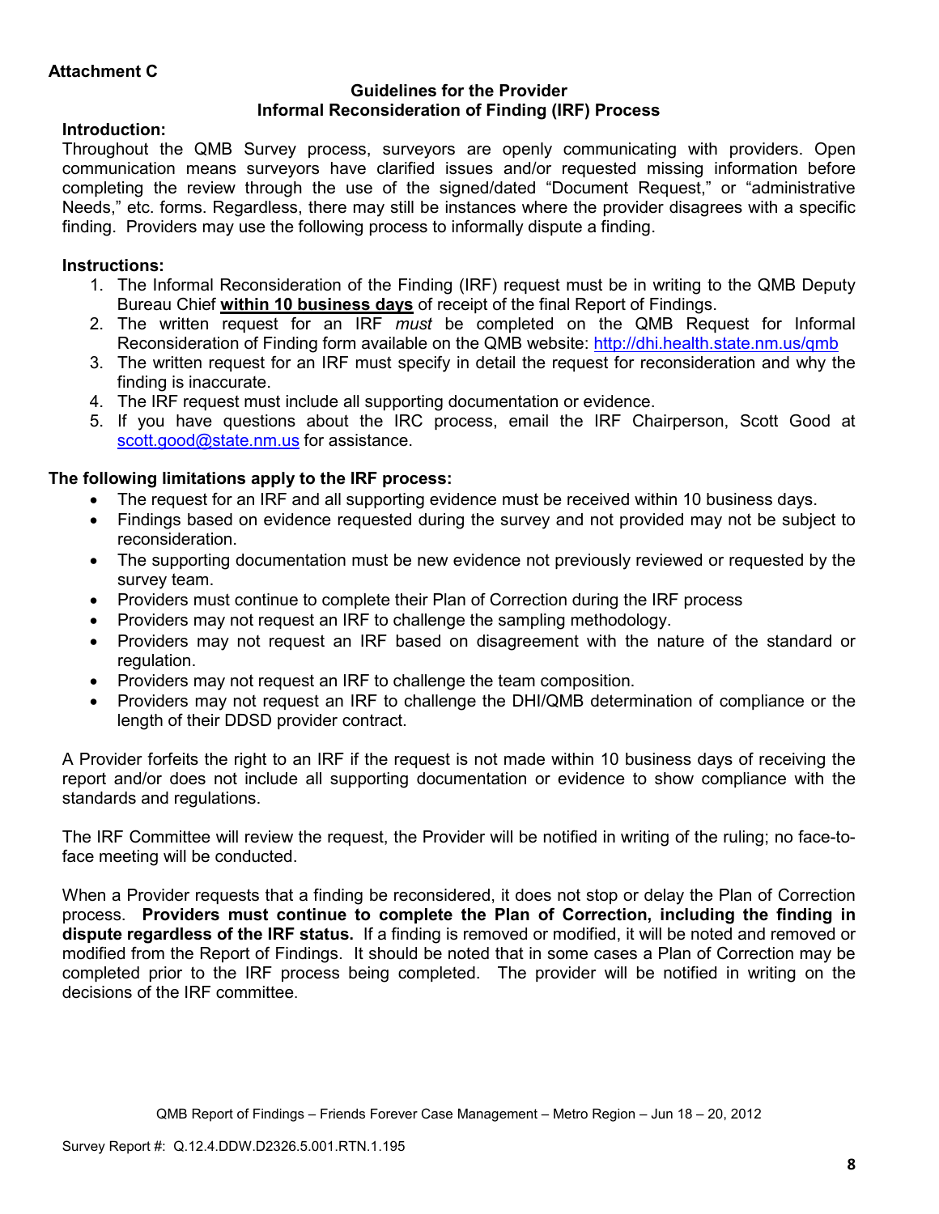**Attachment C**

**Guidelines for the Provider**
**Informal Reconsideration of Finding (IRF) Process**

**Introduction:**

Throughout the QMB Survey process, surveyors are openly communicating with providers. Open communication means surveyors have clarified issues and/or requested missing information before completing the review through the use of the signed/dated "Document Request," or "administrative Needs," etc. forms. Regardless, there may still be instances where the provider disagrees with a specific finding. Providers may use the following process to informally dispute a finding.

**Instructions:**

1. The Informal Reconsideration of the Finding (IRF) request must be in writing to the QMB Deputy Bureau Chief **within 10 business days** of receipt of the final Report of Findings.
2. The written request for an IRF *must* be completed on the QMB Request for Informal Reconsideration of Finding form available on the QMB website: http://dhi.health.state.nm.us/qmb
3. The written request for an IRF must specify in detail the request for reconsideration and why the finding is inaccurate.
4. The IRF request must include all supporting documentation or evidence.
5. If you have questions about the IRC process, email the IRF Chairperson, Scott Good at scott.good@state.nm.us for assistance.

**The following limitations apply to the IRF process:**

- The request for an IRF and all supporting evidence must be received within 10 business days.
- Findings based on evidence requested during the survey and not provided may not be subject to reconsideration.
- The supporting documentation must be new evidence not previously reviewed or requested by the survey team.
- Providers must continue to complete their Plan of Correction during the IRF process
- Providers may not request an IRF to challenge the sampling methodology.
- Providers may not request an IRF based on disagreement with the nature of the standard or regulation.
- Providers may not request an IRF to challenge the team composition.
- Providers may not request an IRF to challenge the DHI/QMB determination of compliance or the length of their DDSD provider contract.

A Provider forfeits the right to an IRF if the request is not made within 10 business days of receiving the report and/or does not include all supporting documentation or evidence to show compliance with the standards and regulations.

The IRF Committee will review the request, the Provider will be notified in writing of the ruling; no face-to-face meeting will be conducted.

When a Provider requests that a finding be reconsidered, it does not stop or delay the Plan of Correction process. **Providers must continue to complete the Plan of Correction, including the finding in dispute regardless of the IRF status.** If a finding is removed or modified, it will be noted and removed or modified from the Report of Findings. It should be noted that in some cases a Plan of Correction may be completed prior to the IRF process being completed. The provider will be notified in writing on the decisions of the IRF committee.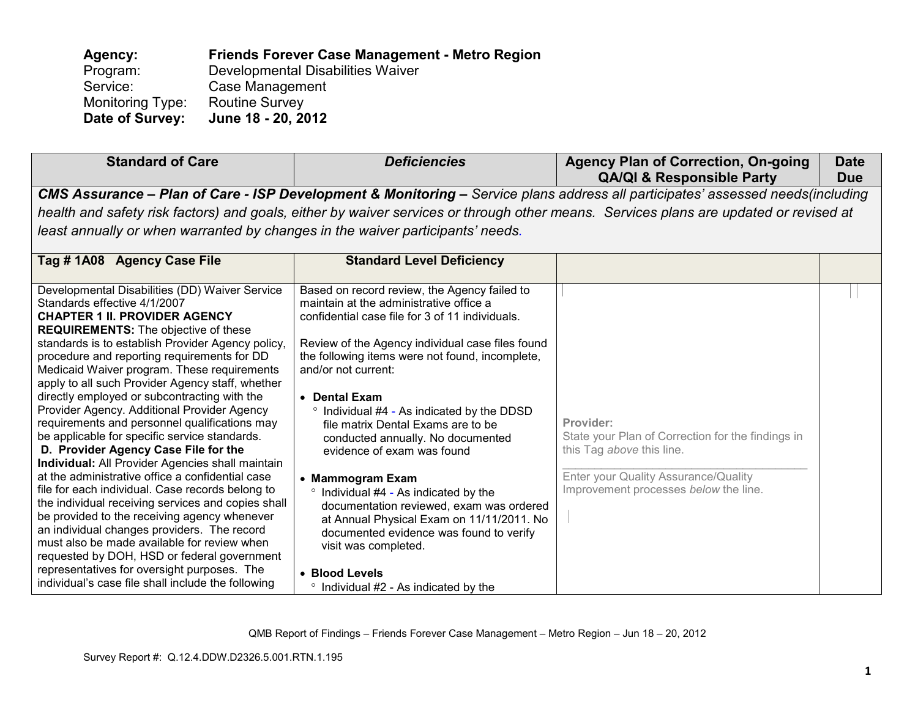**Agency:** **Friends Forever Case Management - Metro Region**
Program: Developmental Disabilities Waiver
Service: Case Management
Monitoring Type: Routine Survey
**Date of Survey:** **June 18 - 20, 2012**

| Standard of Care | *Deficiencies* | Agency Plan of Correction, On-going QA/QI & Responsible Party | Date Due |
|---|---|---|---|
| ***CMS Assurance – Plan of Care - ISP Development & Monitoring –*** *Service plans address all participates' assessed needs(including health and safety risk factors) and goals, either by waiver services or through other means. Services plans are updated or revised at least annually or when warranted by changes in the waiver participants' needs.* | | | |
| **Tag # 1A08 Agency Case File** | **Standard Level Deficiency** | | |
| Developmental Disabilities (DD) Waiver Service Standards effective 4/1/2007<br>**CHAPTER 1 II. PROVIDER AGENCY REQUIREMENTS:** The objective of these standards is to establish Provider Agency policy, procedure and reporting requirements for DD Medicaid Waiver program. These requirements apply to all such Provider Agency staff, whether directly employed or subcontracting with the Provider Agency. Additional Provider Agency requirements and personnel qualifications may be applicable for specific service standards.<br>**D. Provider Agency Case File for the Individual:** All Provider Agencies shall maintain at the administrative office a confidential case file for each individual. Case records belong to the individual receiving services and copies shall be provided to the receiving agency whenever an individual changes providers. The record must also be made available for review when requested by DOH, HSD or federal government representatives for oversight purposes. The individual's case file shall include the following | Based on record review, the Agency failed to maintain at the administrative office a confidential case file for 3 of 11 individuals.<br><br>Review of the Agency individual case files found the following items were not found, incomplete, and/or not current:<br><br>• **Dental Exam**<br>° Individual #4 - As indicated by the DDSD file matrix Dental Exams are to be conducted annually. No documented evidence of exam was found<br><br>• **Mammogram Exam**<br>° Individual #4 - As indicated by the documentation reviewed, exam was ordered at Annual Physical Exam on 11/11/2011. No documented evidence was found to verify visit was completed.<br><br>• **Blood Levels**<br>° Individual #2 - As indicated by the | **Provider:**<br>State your Plan of Correction for the findings in this Tag *above* this line.<br>\_\_\_\_\_\_\_\_\_\_\_\_\_\_\_\_\_\_\_\_\_\_\_\_\_\_\_\_\_\_\_\_\_\_\_\_\_\_<br>Enter your Quality Assurance/Quality Improvement processes *below* the line. | |

QMB Report of Findings – Friends Forever Case Management – Metro Region – Jun 18 – 20, 2012

Survey Report #: Q.12.4.DDW.D2326.5.001.RTN.1.195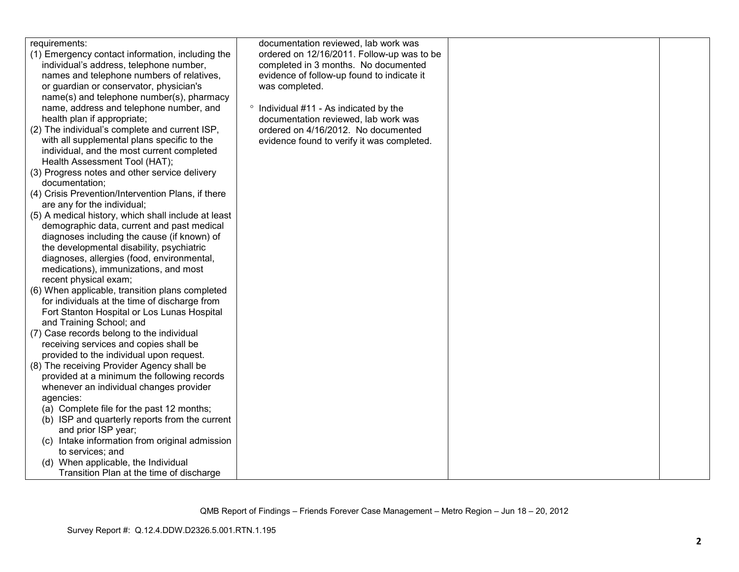| | | | |
|---|---|---|---|
| requirements:<br>(1) Emergency contact information, including the individual's address, telephone number, names and telephone numbers of relatives, or guardian or conservator, physician's name(s) and telephone number(s), pharmacy name, address and telephone number, and health plan if appropriate;<br>(2) The individual's complete and current ISP, with all supplemental plans specific to the individual, and the most current completed Health Assessment Tool (HAT);<br>(3) Progress notes and other service delivery documentation;<br>(4) Crisis Prevention/Intervention Plans, if there are any for the individual;<br>(5) A medical history, which shall include at least demographic data, current and past medical diagnoses including the cause (if known) of the developmental disability, psychiatric diagnoses, allergies (food, environmental, medications), immunizations, and most recent physical exam;<br>(6) When applicable, transition plans completed for individuals at the time of discharge from Fort Stanton Hospital or Los Lunas Hospital and Training School; and<br>(7) Case records belong to the individual receiving services and copies shall be provided to the individual upon request.<br>(8) The receiving Provider Agency shall be provided at a minimum the following records whenever an individual changes provider agencies:<br>(a) Complete file for the past 12 months;<br>(b) ISP and quarterly reports from the current and prior ISP year;<br>(c) Intake information from original admission to services; and<br>(d) When applicable, the Individual Transition Plan at the time of discharge | documentation reviewed, lab work was ordered on 12/16/2011. Follow-up was to be completed in 3 months. No documented evidence of follow-up found to indicate it was completed.<br><br>° Individual #11 - As indicated by the documentation reviewed, lab work was ordered on 4/16/2012. No documented evidence found to verify it was completed. | | |

QMB Report of Findings – Friends Forever Case Management – Metro Region – Jun 18 – 20, 2012

Survey Report #: Q.12.4.DDW.D2326.5.001.RTN.1.195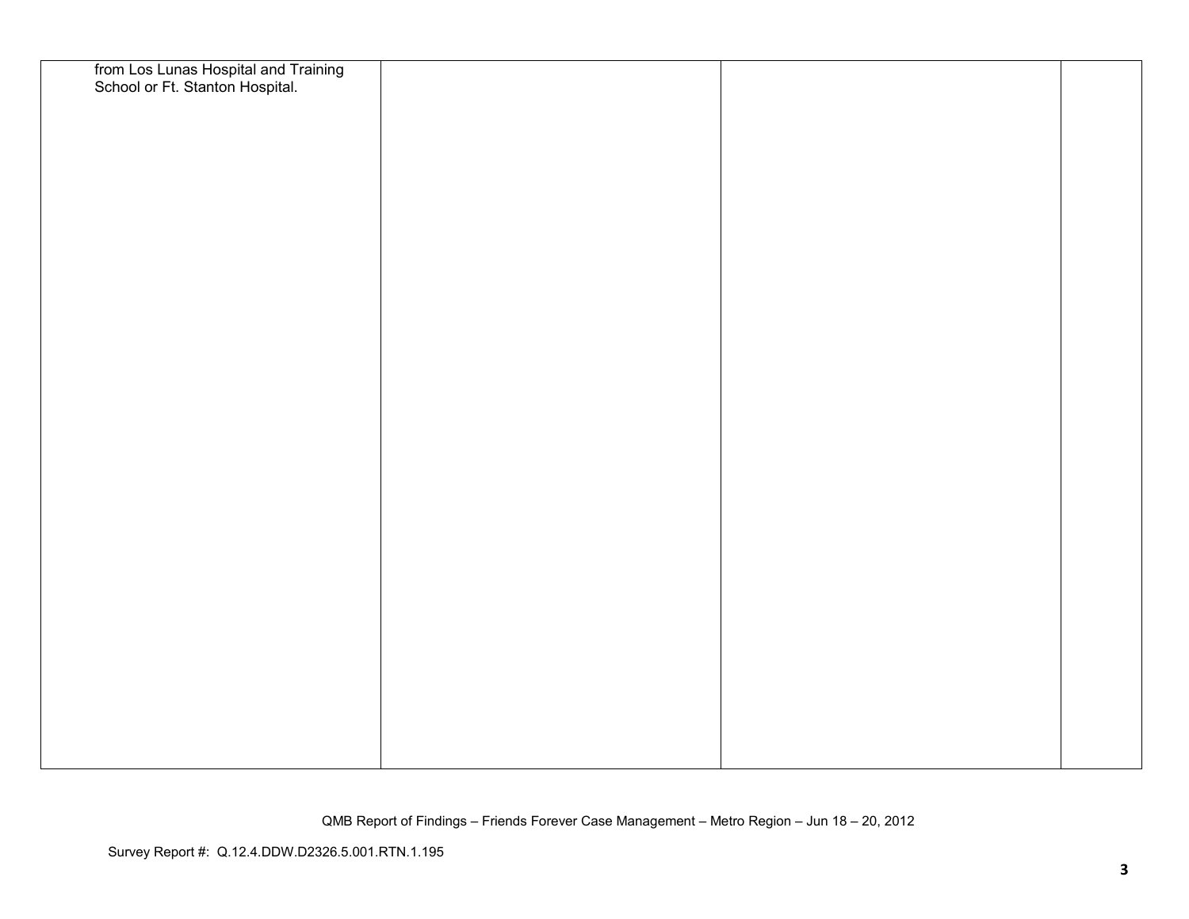| | | | |
|---|---|---|---|
| from Los Lunas Hospital and Training School or Ft. Stanton Hospital. | | | |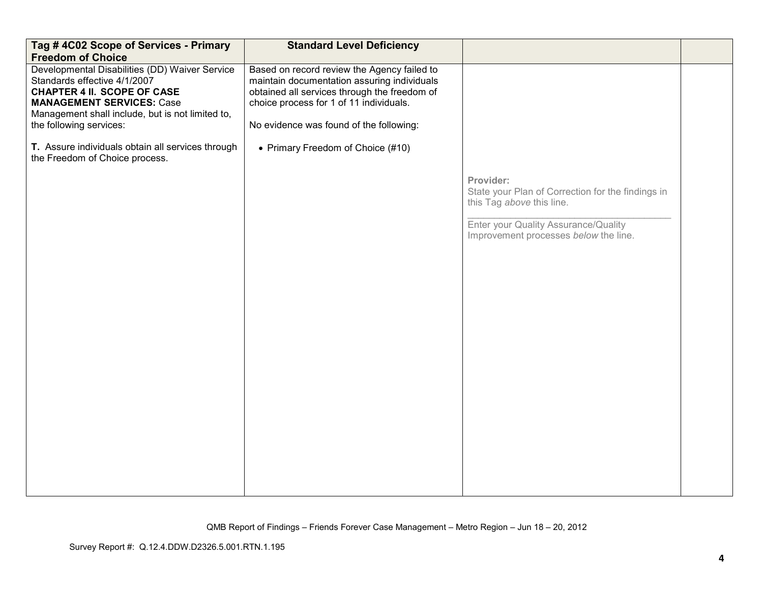| Tag # 4C02 Scope of Services - Primary Freedom of Choice | Standard Level Deficiency | | |
|---|---|---|---|
| Developmental Disabilities (DD) Waiver Service Standards effective 4/1/2007<br>**CHAPTER 4 II. SCOPE OF CASE MANAGEMENT SERVICES:** Case Management shall include, but is not limited to, the following services:<br><br>**T.** Assure individuals obtain all services through the Freedom of Choice process. | Based on record review the Agency failed to maintain documentation assuring individuals obtained all services through the freedom of choice process for 1 of 11 individuals.<br><br>No evidence was found of the following:<br><br>• Primary Freedom of Choice (#10) | **Provider:**<br>State your Plan of Correction for the findings in this Tag *above* this line.<br>\_\_\_\_\_\_\_\_\_\_\_\_\_\_\_\_\_\_\_\_\_\_\_\_\_\_\_\_\_\_\_\_\_\_\_\_\_\_<br>Enter your Quality Assurance/Quality Improvement processes *below* the line. | |

QMB Report of Findings – Friends Forever Case Management – Metro Region – Jun 18 – 20, 2012

Survey Report #: Q.12.4.DDW.D2326.5.001.RTN.1.195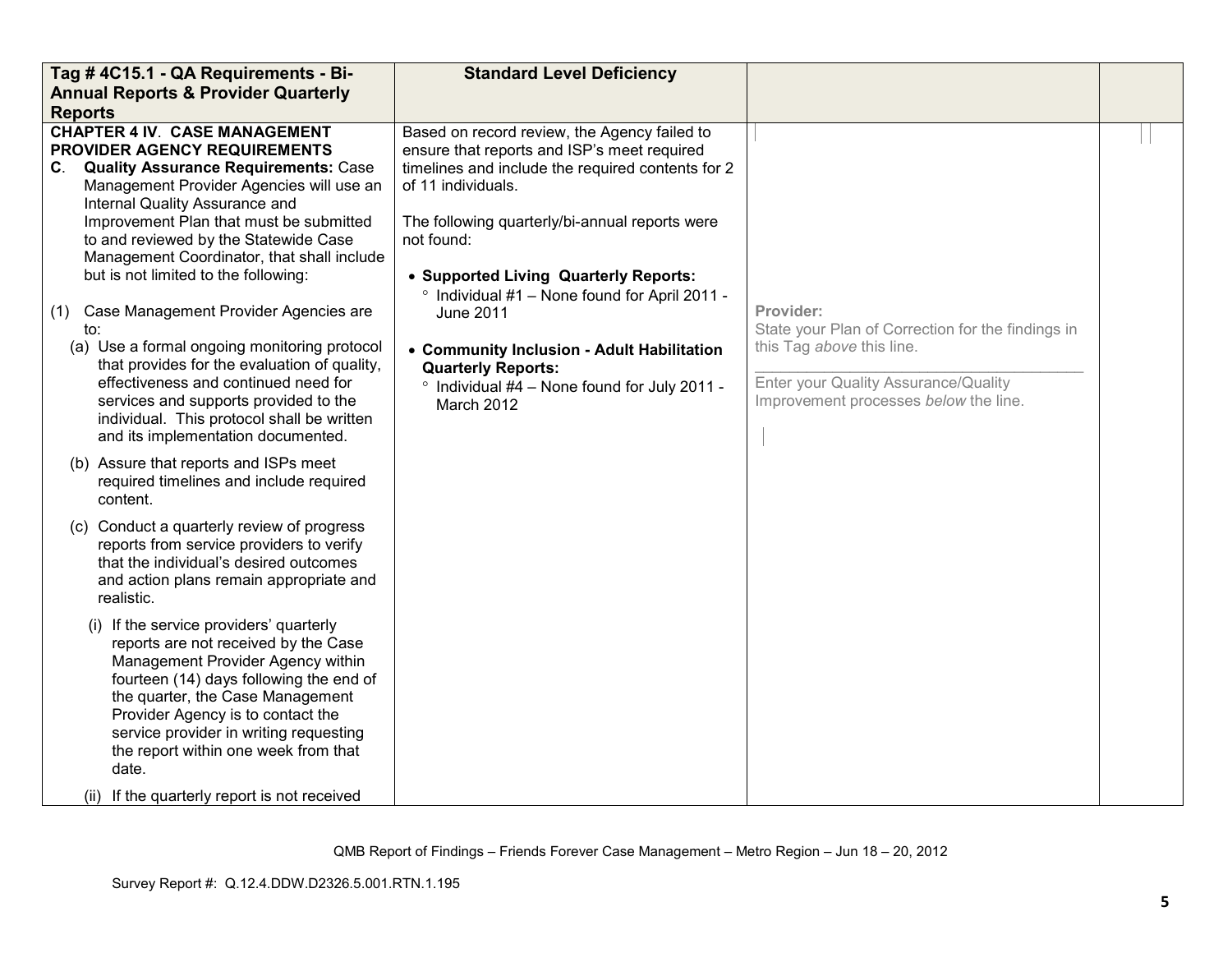| Tag # 4C15.1 - QA Requirements - Bi-Annual Reports & Provider Quarterly Reports | Standard Level Deficiency | | |
|---|---|---|---|
| **CHAPTER 4 IV. CASE MANAGEMENT PROVIDER AGENCY REQUIREMENTS**<br>**C. Quality Assurance Requirements:** Case Management Provider Agencies will use an Internal Quality Assurance and Improvement Plan that must be submitted to and reviewed by the Statewide Case Management Coordinator, that shall include but is not limited to the following:<br><br>(1) Case Management Provider Agencies are to:<br>(a) Use a formal ongoing monitoring protocol that provides for the evaluation of quality, effectiveness and continued need for services and supports provided to the individual. This protocol shall be written and its implementation documented.<br>(b) Assure that reports and ISPs meet required timelines and include required content.<br>(c) Conduct a quarterly review of progress reports from service providers to verify that the individual's desired outcomes and action plans remain appropriate and realistic.<br>(i) If the service providers' quarterly reports are not received by the Case Management Provider Agency within fourteen (14) days following the end of the quarter, the Case Management Provider Agency is to contact the service provider in writing requesting the report within one week from that date.<br>(ii) If the quarterly report is not received | Based on record review, the Agency failed to ensure that reports and ISP's meet required timelines and include the required contents for 2 of 11 individuals.<br><br>The following quarterly/bi-annual reports were not found:<br><br>• **Supported Living Quarterly Reports:**<br>° Individual #1 – None found for April 2011 - June 2011<br><br>• **Community Inclusion - Adult Habilitation Quarterly Reports:**<br>° Individual #4 – None found for July 2011 - March 2012 | **Provider:**<br>State your Plan of Correction for the findings in this Tag *above* this line.<br>\_\_\_\_\_\_\_\_\_\_\_\_\_\_\_\_\_\_\_\_\_\_\_\_\_\_\_\_\_\_<br>Enter your Quality Assurance/Quality Improvement processes *below* the line. | |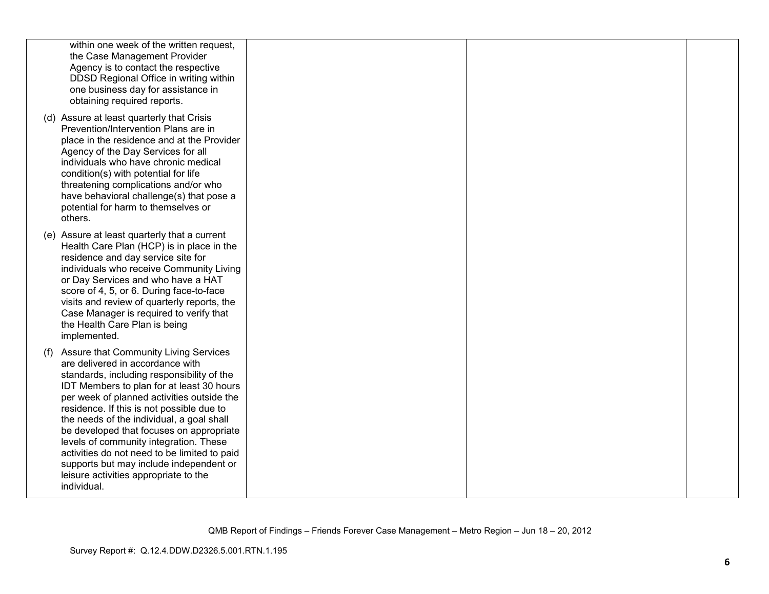| | | | |
|---|---|---|---|
| within one week of the written request, the Case Management Provider Agency is to contact the respective DDSD Regional Office in writing within one business day for assistance in obtaining required reports.<br><br>(d) Assure at least quarterly that Crisis Prevention/Intervention Plans are in place in the residence and at the Provider Agency of the Day Services for all individuals who have chronic medical condition(s) with potential for life threatening complications and/or who have behavioral challenge(s) that pose a potential for harm to themselves or others.<br><br>(e) Assure at least quarterly that a current Health Care Plan (HCP) is in place in the residence and day service site for individuals who receive Community Living or Day Services and who have a HAT score of 4, 5, or 6. During face-to-face visits and review of quarterly reports, the Case Manager is required to verify that the Health Care Plan is being implemented.<br><br>(f) Assure that Community Living Services are delivered in accordance with standards, including responsibility of the IDT Members to plan for at least 30 hours per week of planned activities outside the residence. If this is not possible due to the needs of the individual, a goal shall be developed that focuses on appropriate levels of community integration. These activities do not need to be limited to paid supports but may include independent or leisure activities appropriate to the individual. | | | |

QMB Report of Findings – Friends Forever Case Management – Metro Region – Jun 18 – 20, 2012

Survey Report #: Q.12.4.DDW.D2326.5.001.RTN.1.195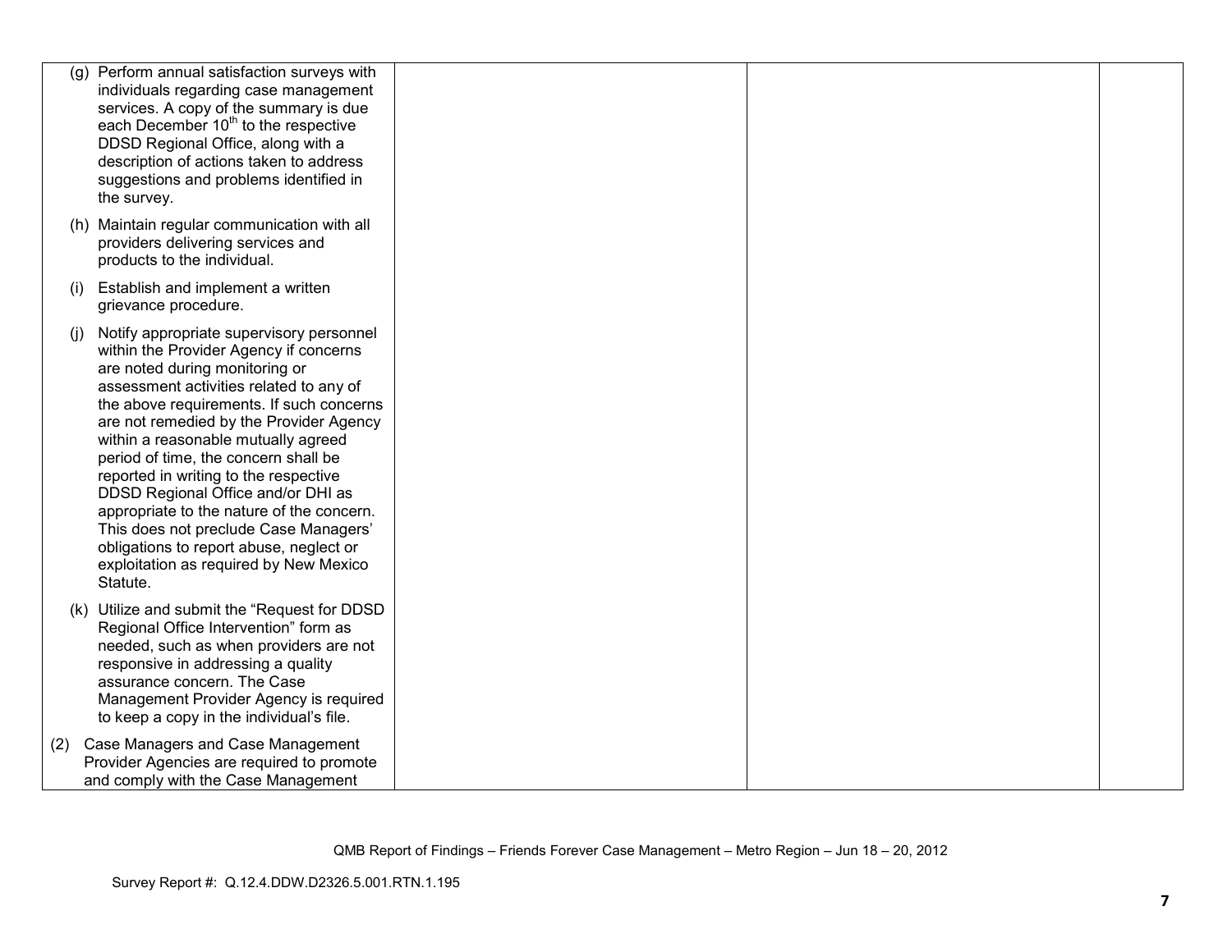| | | | |
|---|---|---|---|
| (g) Perform annual satisfaction surveys with individuals regarding case management services. A copy of the summary is due each December 10th to the respective DDSD Regional Office, along with a description of actions taken to address suggestions and problems identified in the survey.<br><br>(h) Maintain regular communication with all providers delivering services and products to the individual.<br><br>(i) Establish and implement a written grievance procedure.<br><br>(j) Notify appropriate supervisory personnel within the Provider Agency if concerns are noted during monitoring or assessment activities related to any of the above requirements. If such concerns are not remedied by the Provider Agency within a reasonable mutually agreed period of time, the concern shall be reported in writing to the respective DDSD Regional Office and/or DHI as appropriate to the nature of the concern. This does not preclude Case Managers' obligations to report abuse, neglect or exploitation as required by New Mexico Statute.<br><br>(k) Utilize and submit the "Request for DDSD Regional Office Intervention" form as needed, such as when providers are not responsive in addressing a quality assurance concern. The Case Management Provider Agency is required to keep a copy in the individual's file.<br><br>(2) Case Managers and Case Management Provider Agencies are required to promote and comply with the Case Management | | | |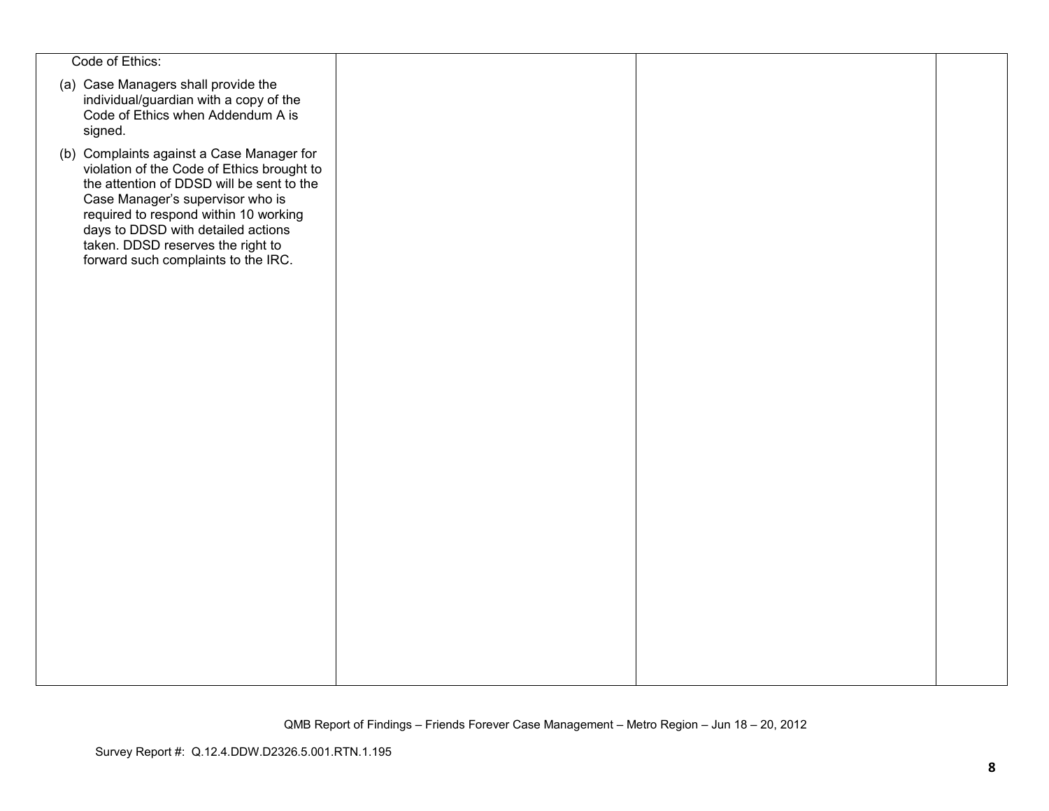| | | | |
|---|---|---|---|
| Code of Ethics:<br><br>(a) Case Managers shall provide the individual/guardian with a copy of the Code of Ethics when Addendum A is signed.<br><br>(b) Complaints against a Case Manager for violation of the Code of Ethics brought to the attention of DDSD will be sent to the Case Manager's supervisor who is required to respond within 10 working days to DDSD with detailed actions taken. DDSD reserves the right to forward such complaints to the IRC. | | | |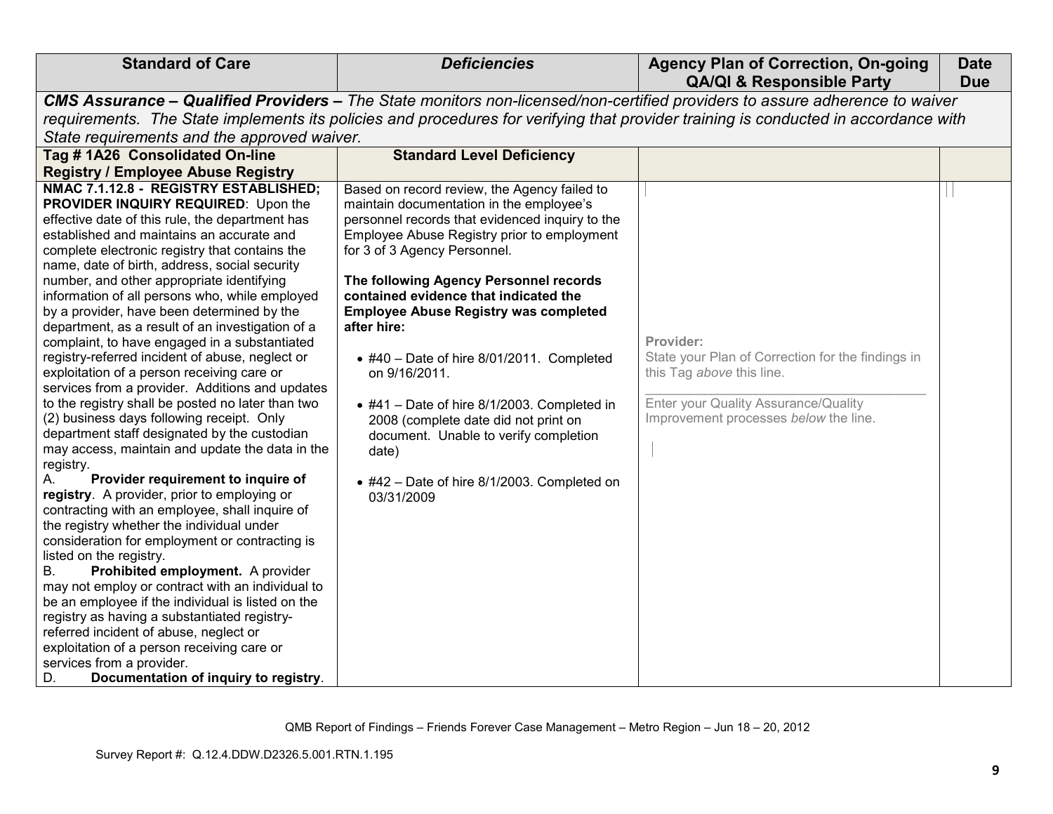| Standard of Care | *Deficiencies* | Agency Plan of Correction, On-going QA/QI & Responsible Party | Date Due |
|---|---|---|---|
| ***CMS Assurance – Qualified Providers –*** *The State monitors non-licensed/non-certified providers to assure adherence to waiver requirements. The State implements its policies and procedures for verifying that provider training is conducted in accordance with State requirements and the approved waiver.* | | | |
| **Tag # 1A26 Consolidated On-line Registry / Employee Abuse Registry** | **Standard Level Deficiency** | | |
| **NMAC 7.1.12.8 - REGISTRY ESTABLISHED; PROVIDER INQUIRY REQUIRED**: Upon the effective date of this rule, the department has established and maintains an accurate and complete electronic registry that contains the name, date of birth, address, social security number, and other appropriate identifying information of all persons who, while employed by a provider, have been determined by the department, as a result of an investigation of a complaint, to have engaged in a substantiated registry-referred incident of abuse, neglect or exploitation of a person receiving care or services from a provider. Additions and updates to the registry shall be posted no later than two (2) business days following receipt. Only department staff designated by the custodian may access, maintain and update the data in the registry.<br>A. **Provider requirement to inquire of registry**. A provider, prior to employing or contracting with an employee, shall inquire of the registry whether the individual under consideration for employment or contracting is listed on the registry.<br>B. **Prohibited employment.** A provider may not employ or contract with an individual to be an employee if the individual is listed on the registry as having a substantiated registry-referred incident of abuse, neglect or exploitation of a person receiving care or services from a provider.<br>D. **Documentation of inquiry to registry**. | Based on record review, the Agency failed to maintain documentation in the employee's personnel records that evidenced inquiry to the Employee Abuse Registry prior to employment for 3 of 3 Agency Personnel.<br><br>**The following Agency Personnel records contained evidence that indicated the Employee Abuse Registry was completed after hire:**<br><br>• #40 – Date of hire 8/01/2011. Completed on 9/16/2011.<br><br>• #41 – Date of hire 8/1/2003. Completed in 2008 (complete date did not print on document. Unable to verify completion date)<br><br>• #42 – Date of hire 8/1/2003. Completed on 03/31/2009 | Provider:<br>State your Plan of Correction for the findings in this Tag *above* this line.<br>\_\_\_\_\_\_\_\_\_\_\_\_\_\_\_\_\_\_\_\_\_\_\_\_\_\_\_\_\_\_\_\_<br>Enter your Quality Assurance/Quality Improvement processes *below* the line. | |

QMB Report of Findings – Friends Forever Case Management – Metro Region – Jun 18 – 20, 2012

Survey Report #: Q.12.4.DDW.D2326.5.001.RTN.1.195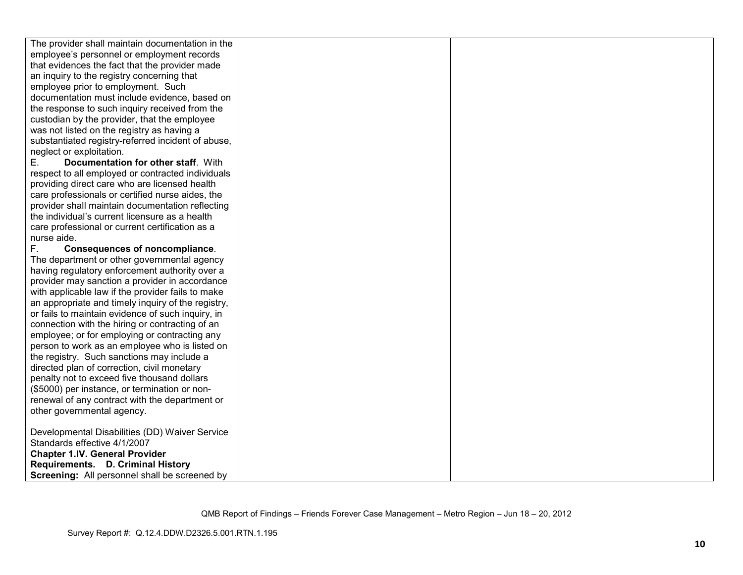| | | | |
|---|---|---|---|
| The provider shall maintain documentation in the employee's personnel or employment records that evidences the fact that the provider made an inquiry to the registry concerning that employee prior to employment. Such documentation must include evidence, based on the response to such inquiry received from the custodian by the provider, that the employee was not listed on the registry as having a substantiated registry-referred incident of abuse, neglect or exploitation.<br>E. **Documentation for other staff**. With respect to all employed or contracted individuals providing direct care who are licensed health care professionals or certified nurse aides, the provider shall maintain documentation reflecting the individual's current licensure as a health care professional or current certification as a nurse aide.<br>F. **Consequences of noncompliance**. The department or other governmental agency having regulatory enforcement authority over a provider may sanction a provider in accordance with applicable law if the provider fails to make an appropriate and timely inquiry of the registry, or fails to maintain evidence of such inquiry, in connection with the hiring or contracting of an employee; or for employing or contracting any person to work as an employee who is listed on the registry. Such sanctions may include a directed plan of correction, civil monetary penalty not to exceed five thousand dollars ($5000) per instance, or termination or non-renewal of any contract with the department or other governmental agency.<br><br>Developmental Disabilities (DD) Waiver Service Standards effective 4/1/2007<br>**Chapter 1.IV. General Provider Requirements. D. Criminal History Screening:** All personnel shall be screened by | | | |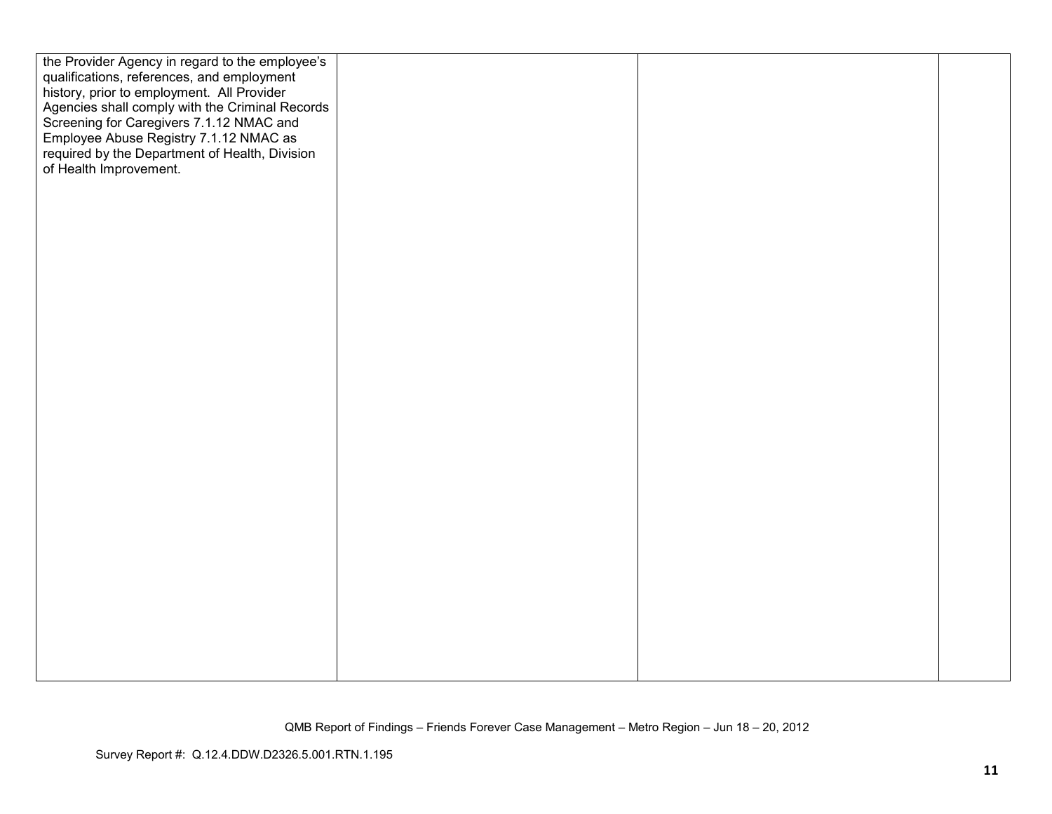| | | | |
|---|---|---|---|
| the Provider Agency in regard to the employee's qualifications, references, and employment history, prior to employment. All Provider Agencies shall comply with the Criminal Records Screening for Caregivers 7.1.12 NMAC and Employee Abuse Registry 7.1.12 NMAC as required by the Department of Health, Division of Health Improvement. | | | |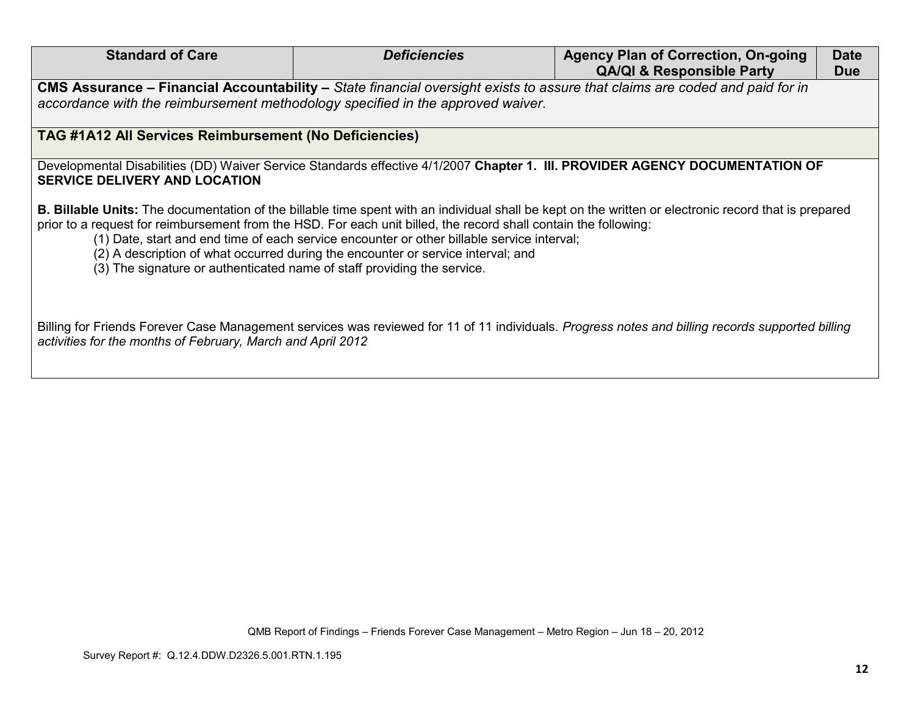| Standard of Care | *Deficiencies* | Agency Plan of Correction, On-going QA/QI & Responsible Party | Date Due |
|---|---|---|---|
| **CMS Assurance – Financial Accountability –** *State financial oversight exists to assure that claims are coded and paid for in accordance with the reimbursement methodology specified in the approved waiver*. | | | |
| **TAG #1A12 All Services Reimbursement (No Deficiencies)** | | | |

Developmental Disabilities (DD) Waiver Service Standards effective 4/1/2007 **Chapter 1. III. PROVIDER AGENCY DOCUMENTATION OF SERVICE DELIVERY AND LOCATION**

**B. Billable Units:** The documentation of the billable time spent with an individual shall be kept on the written or electronic record that is prepared prior to a request for reimbursement from the HSD. For each unit billed, the record shall contain the following:

(1) Date, start and end time of each service encounter or other billable service interval;
(2) A description of what occurred during the encounter or service interval; and
(3) The signature or authenticated name of staff providing the service.

Billing for Friends Forever Case Management services was reviewed for 11 of 11 individuals. *Progress notes and billing records supported billing activities for the months of February, March and April 2012*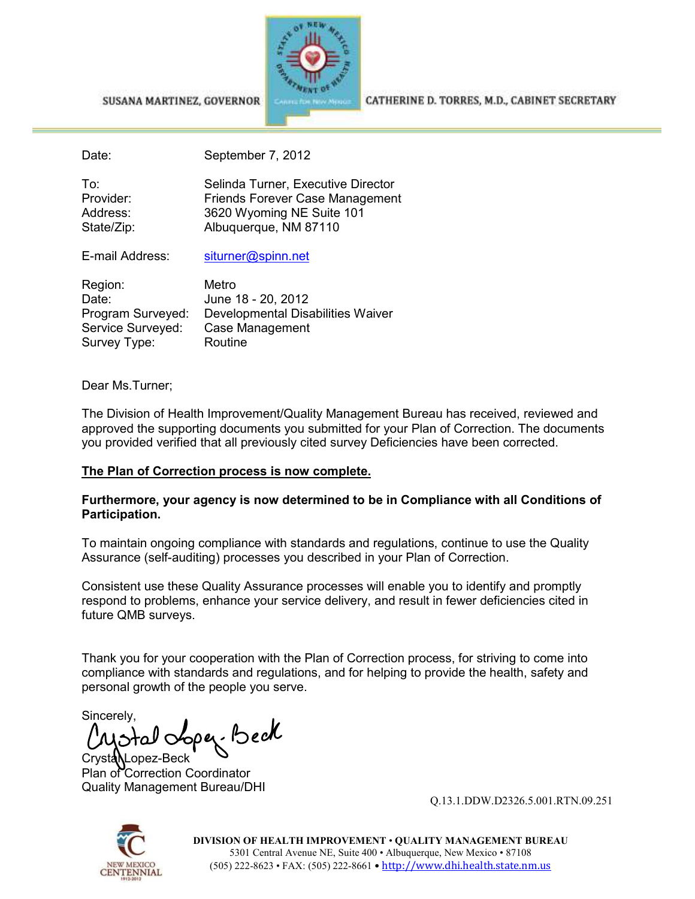SUSANA MARTINEZ, GOVERNOR

CATHERINE D. TORRES, M.D., CABINET SECRETARY

| | |
|---|---|
| Date: | September 7, 2012 |
| To: | Selinda Turner, Executive Director |
| Provider: | Friends Forever Case Management |
| Address: | 3620 Wyoming NE Suite 101 |
| State/Zip: | Albuquerque, NM 87110 |
| E-mail Address: | siturner@spinn.net |
| Region: | Metro |
| Date: | June 18 - 20, 2012 |
| Program Surveyed: | Developmental Disabilities Waiver |
| Service Surveyed: | Case Management |
| Survey Type: | Routine |

Dear Ms.Turner;

The Division of Health Improvement/Quality Management Bureau has received, reviewed and approved the supporting documents you submitted for your Plan of Correction. The documents you provided verified that all previously cited survey Deficiencies have been corrected.

**The Plan of Correction process is now complete.**

**Furthermore, your agency is now determined to be in Compliance with all Conditions of Participation.**

To maintain ongoing compliance with standards and regulations, continue to use the Quality Assurance (self-auditing) processes you described in your Plan of Correction.

Consistent use these Quality Assurance processes will enable you to identify and promptly respond to problems, enhance your service delivery, and result in fewer deficiencies cited in future QMB surveys.

Thank you for your cooperation with the Plan of Correction process, for striving to come into compliance with standards and regulations, and for helping to provide the health, safety and personal growth of the people you serve.

Sincerely,

Crystal Lopez-Beck
Plan of Correction Coordinator
Quality Management Bureau/DHI

Q.13.1.DDW.D2326.5.001.RTN.09.251

**DIVISION OF HEALTH IMPROVEMENT • QUALITY MANAGEMENT BUREAU**
5301 Central Avenue NE, Suite 400 • Albuquerque, New Mexico • 87108
(505) 222-8623 • FAX: (505) 222-8661 • http://www.dhi.health.state.nm.us